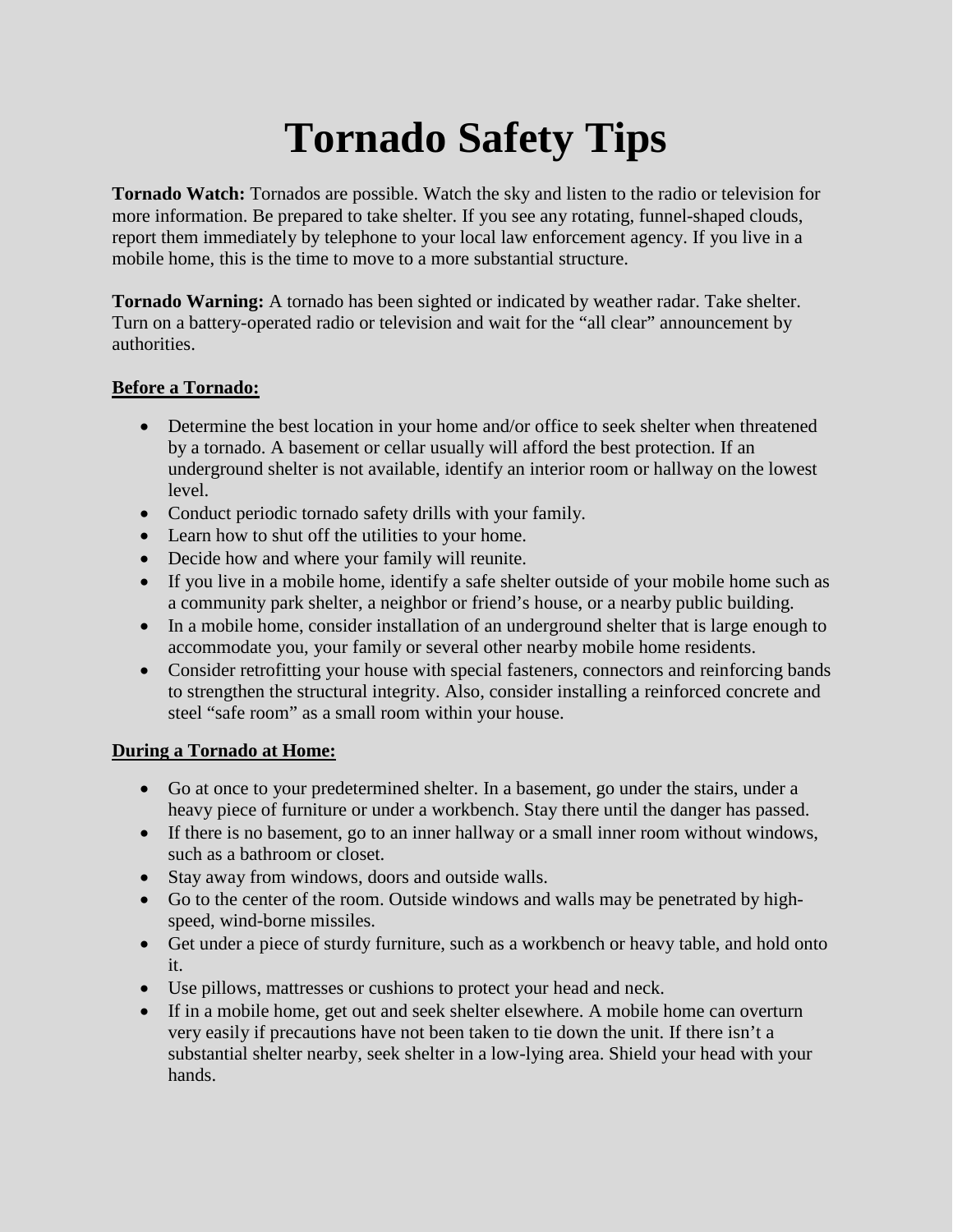# Tornado Safety Tips

**Tornado Watch:** Tornados are possible. Watch the sky and listen to the radio or television for more information. Be prepared to take shelter. If you see any rotating, funnel-shaped clouds, report them immediately by telephone to your local law enforcement agency. If you live in a mobile home, this is the time to move to a more substantial structure.

**Tornado Warning:** A tornado has been sighted or indicated by weather radar. Take shelter. Turn on a battery-operated radio or television and wait for the "all clear" announcement by authorities.

## Before a Tornado:

- Determine the best location in your home and/or office to seek shelter when threatened by a tornado. A basement or cellar usually will afford the best protection. If an underground shelter is not available, identify an interior room or hallway on the lowest level.
- Conduct periodic tornado safety drills with your family.
- Learn how to shut off the utilities to your home.
- Decide how and where your family will reunite.
- If you live in a mobile home, identify a safe shelter outside of your mobile home such as a community park shelter, a neighbor or friend's house, or a nearby public building.
- In a mobile home, consider installation of an underground shelter that is large enough to accommodate you, your family or several other nearby mobile home residents.
- Consider retrofitting your house with special fasteners, connectors and reinforcing bands to strengthen the structural integrity. Also, consider installing a reinforced concrete and steel "safe room" as a small room within your house.

## During a Tornado at Home:

- Go at once to your predetermined shelter. In a basement, go under the stairs, under a heavy piece of furniture or under a workbench. Stay there until the danger has passed.
- If there is no basement, go to an inner hallway or a small inner room without windows, such as a bathroom or closet.
- Stay away from windows, doors and outside walls.
- Go to the center of the room. Outside windows and walls may be penetrated by high-speed, wind-borne missiles.
- Get under a piece of sturdy furniture, such as a workbench or heavy table, and hold onto it.
- Use pillows, mattresses or cushions to protect your head and neck.
- If in a mobile home, get out and seek shelter elsewhere. A mobile home can overturn very easily if precautions have not been taken to tie down the unit. If there isn't a substantial shelter nearby, seek shelter in a low-lying area. Shield your head with your hands.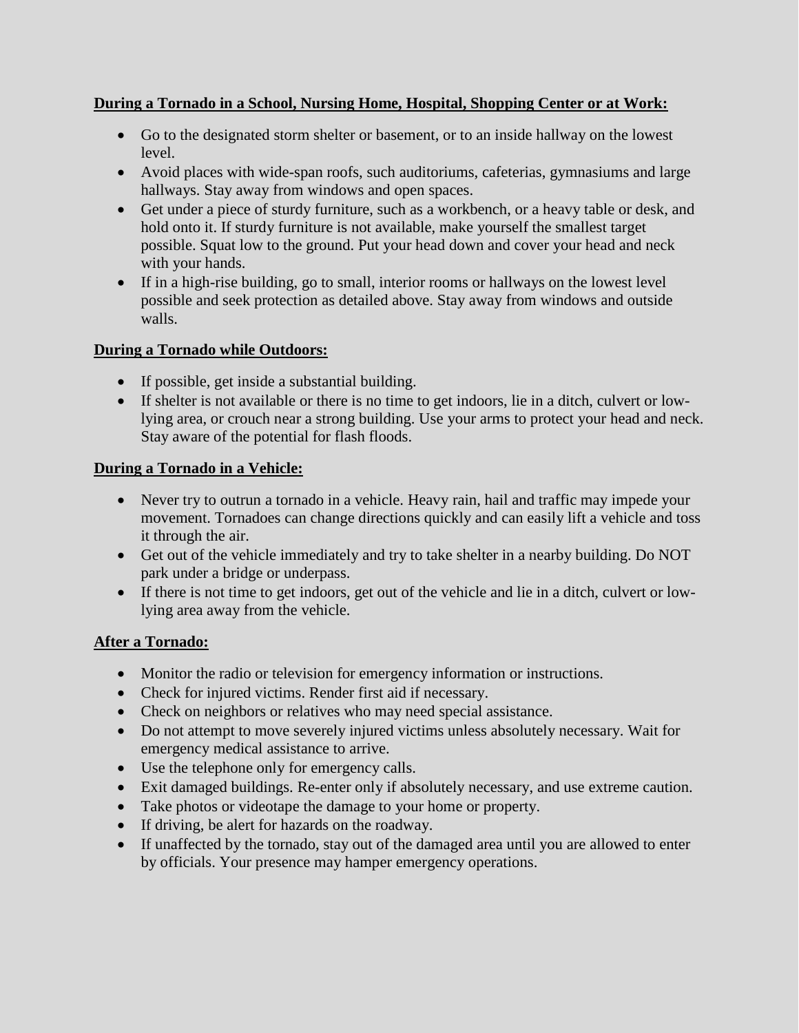**During a Tornado in a School, Nursing Home, Hospital, Shopping Center or at Work:**

- Go to the designated storm shelter or basement, or to an inside hallway on the lowest level.
- Avoid places with wide-span roofs, such auditoriums, cafeterias, gymnasiums and large hallways. Stay away from windows and open spaces.
- Get under a piece of sturdy furniture, such as a workbench, or a heavy table or desk, and hold onto it. If sturdy furniture is not available, make yourself the smallest target possible. Squat low to the ground. Put your head down and cover your head and neck with your hands.
- If in a high-rise building, go to small, interior rooms or hallways on the lowest level possible and seek protection as detailed above. Stay away from windows and outside walls.

**During a Tornado while Outdoors:**

- If possible, get inside a substantial building.
- If shelter is not available or there is no time to get indoors, lie in a ditch, culvert or low-lying area, or crouch near a strong building. Use your arms to protect your head and neck. Stay aware of the potential for flash floods.

**During a Tornado in a Vehicle:**

- Never try to outrun a tornado in a vehicle. Heavy rain, hail and traffic may impede your movement. Tornadoes can change directions quickly and can easily lift a vehicle and toss it through the air.
- Get out of the vehicle immediately and try to take shelter in a nearby building. Do NOT park under a bridge or underpass.
- If there is not time to get indoors, get out of the vehicle and lie in a ditch, culvert or low-lying area away from the vehicle.

**After a Tornado:**

- Monitor the radio or television for emergency information or instructions.
- Check for injured victims. Render first aid if necessary.
- Check on neighbors or relatives who may need special assistance.
- Do not attempt to move severely injured victims unless absolutely necessary. Wait for emergency medical assistance to arrive.
- Use the telephone only for emergency calls.
- Exit damaged buildings. Re-enter only if absolutely necessary, and use extreme caution.
- Take photos or videotape the damage to your home or property.
- If driving, be alert for hazards on the roadway.
- If unaffected by the tornado, stay out of the damaged area until you are allowed to enter by officials. Your presence may hamper emergency operations.